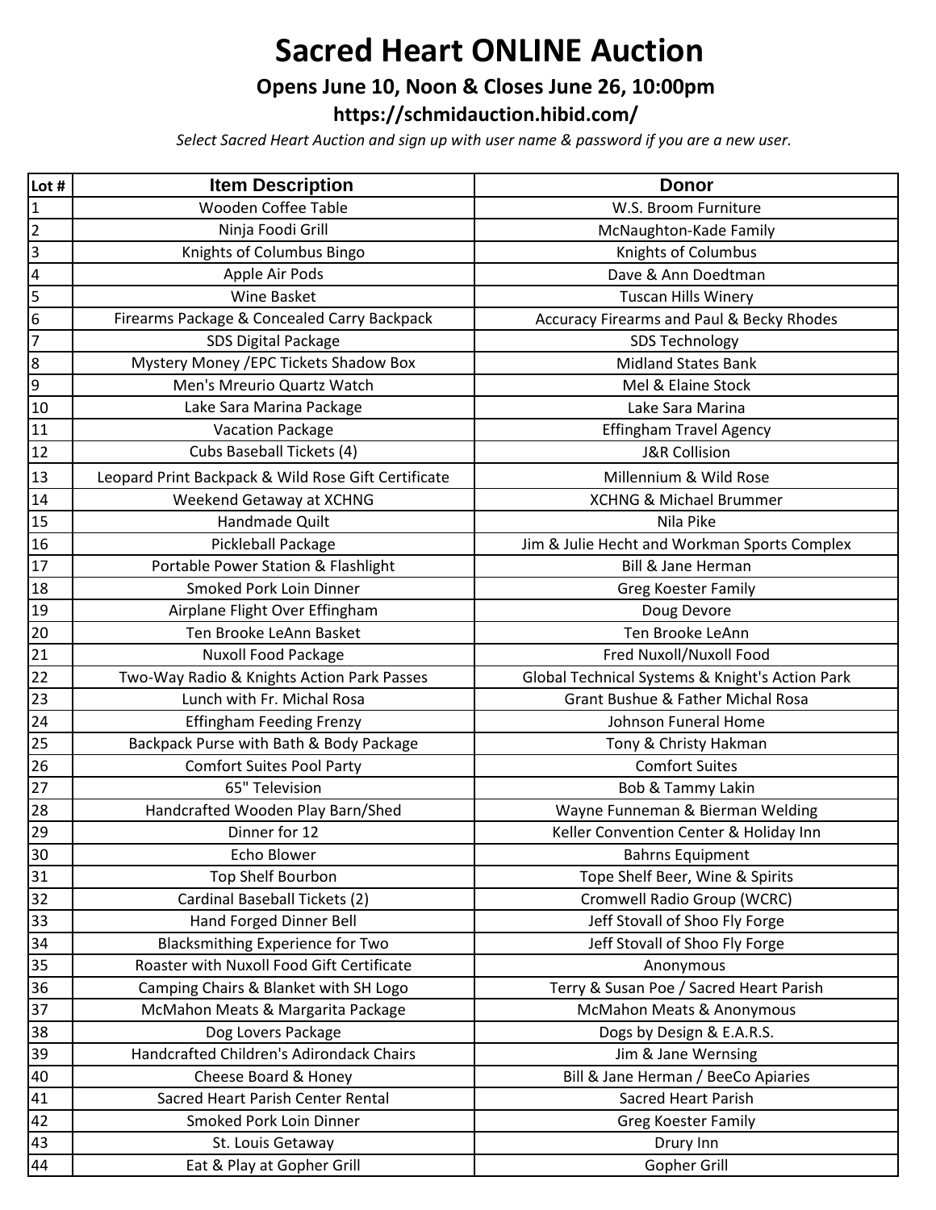# Sacred Heart ONLINE Auction

## Opens June 10, Noon & Closes June 26, 10:00pm

### https://schmidauction.hibid.com/

*Select Sacred Heart Auction and sign up with user name & password if you are a new user.*

| Lot # | Item Description | Donor |
|---|---|---|
| 1 | Wooden Coffee Table | W.S. Broom Furniture |
| 2 | Ninja Foodi Grill | McNaughton-Kade Family |
| 3 | Knights of Columbus Bingo | Knights of Columbus |
| 4 | Apple Air Pods | Dave & Ann Doedtman |
| 5 | Wine Basket | Tuscan Hills Winery |
| 6 | Firearms Package & Concealed Carry Backpack | Accuracy Firearms and Paul & Becky Rhodes |
| 7 | SDS Digital Package | SDS Technology |
| 8 | Mystery Money /EPC Tickets Shadow Box | Midland States Bank |
| 9 | Men's Mreurio Quartz Watch | Mel & Elaine Stock |
| 10 | Lake Sara Marina Package | Lake Sara Marina |
| 11 | Vacation Package | Effingham Travel Agency |
| 12 | Cubs Baseball Tickets (4) | J&R Collision |
| 13 | Leopard Print Backpack & Wild Rose Gift Certificate | Millennium & Wild Rose |
| 14 | Weekend Getaway at XCHNG | XCHNG & Michael Brummer |
| 15 | Handmade Quilt | Nila Pike |
| 16 | Pickleball Package | Jim & Julie Hecht and Workman Sports Complex |
| 17 | Portable Power Station & Flashlight | Bill & Jane Herman |
| 18 | Smoked Pork Loin Dinner | Greg Koester Family |
| 19 | Airplane Flight Over Effingham | Doug Devore |
| 20 | Ten Brooke LeAnn Basket | Ten Brooke LeAnn |
| 21 | Nuxoll Food Package | Fred Nuxoll/Nuxoll Food |
| 22 | Two-Way Radio & Knights Action Park Passes | Global Technical Systems & Knight's Action Park |
| 23 | Lunch with Fr. Michal Rosa | Grant Bushue & Father Michal Rosa |
| 24 | Effingham Feeding Frenzy | Johnson Funeral Home |
| 25 | Backpack Purse with Bath & Body Package | Tony & Christy Hakman |
| 26 | Comfort Suites Pool Party | Comfort Suites |
| 27 | 65" Television | Bob & Tammy Lakin |
| 28 | Handcrafted Wooden Play Barn/Shed | Wayne Funneman & Bierman Welding |
| 29 | Dinner for 12 | Keller Convention Center & Holiday Inn |
| 30 | Echo Blower | Bahrns Equipment |
| 31 | Top Shelf Bourbon | Tope Shelf Beer, Wine & Spirits |
| 32 | Cardinal Baseball Tickets (2) | Cromwell Radio Group (WCRC) |
| 33 | Hand Forged Dinner Bell | Jeff Stovall of Shoo Fly Forge |
| 34 | Blacksmithing Experience for Two | Jeff Stovall of Shoo Fly Forge |
| 35 | Roaster with Nuxoll Food Gift Certificate | Anonymous |
| 36 | Camping Chairs & Blanket with SH Logo | Terry & Susan Poe / Sacred Heart Parish |
| 37 | McMahon Meats & Margarita Package | McMahon Meats & Anonymous |
| 38 | Dog Lovers Package | Dogs by Design & E.A.R.S. |
| 39 | Handcrafted Children's Adirondack Chairs | Jim & Jane Wernsing |
| 40 | Cheese Board & Honey | Bill & Jane Herman / BeeCo Apiaries |
| 41 | Sacred Heart Parish Center Rental | Sacred Heart Parish |
| 42 | Smoked Pork Loin Dinner | Greg Koester Family |
| 43 | St. Louis Getaway | Drury Inn |
| 44 | Eat & Play at Gopher Grill | Gopher Grill |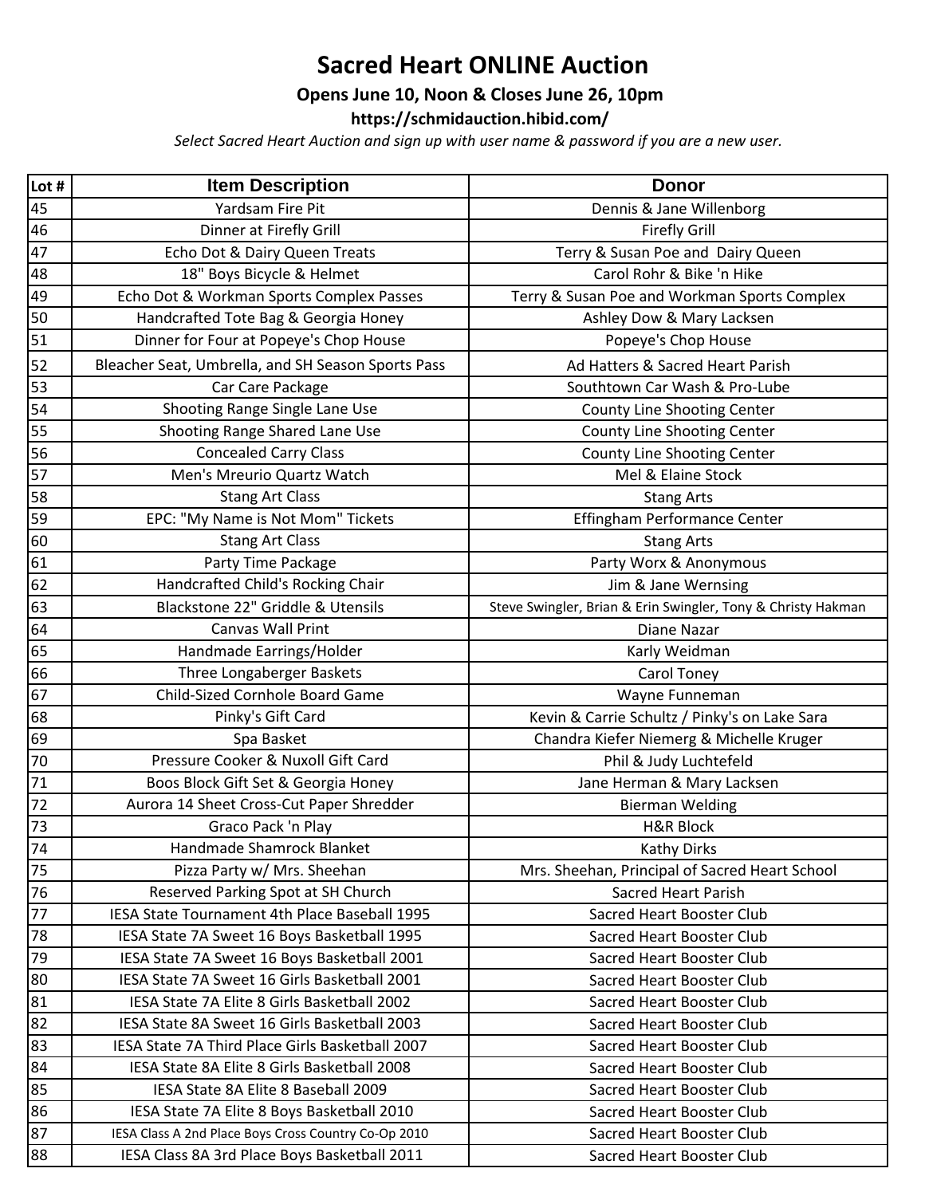# Sacred Heart ONLINE Auction

**Opens June 10, Noon & Closes June 26, 10pm**

**https://schmidauction.hibid.com/**

*Select Sacred Heart Auction and sign up with user name & password if you are a new user.*

| Lot # | Item Description | Donor |
|---|---|---|
| 45 | Yardsam Fire Pit | Dennis & Jane Willenborg |
| 46 | Dinner at Firefly Grill | Firefly Grill |
| 47 | Echo Dot & Dairy Queen Treats | Terry & Susan Poe and Dairy Queen |
| 48 | 18" Boys Bicycle & Helmet | Carol Rohr & Bike 'n Hike |
| 49 | Echo Dot & Workman Sports Complex Passes | Terry & Susan Poe and Workman Sports Complex |
| 50 | Handcrafted Tote Bag & Georgia Honey | Ashley Dow & Mary Lacksen |
| 51 | Dinner for Four at Popeye's Chop House | Popeye's Chop House |
| 52 | Bleacher Seat, Umbrella, and SH Season Sports Pass | Ad Hatters & Sacred Heart Parish |
| 53 | Car Care Package | Southtown Car Wash & Pro-Lube |
| 54 | Shooting Range Single Lane Use | County Line Shooting Center |
| 55 | Shooting Range Shared Lane Use | County Line Shooting Center |
| 56 | Concealed Carry Class | County Line Shooting Center |
| 57 | Men's Mreurio Quartz Watch | Mel & Elaine Stock |
| 58 | Stang Art Class | Stang Arts |
| 59 | EPC: "My Name is Not Mom" Tickets | Effingham Performance Center |
| 60 | Stang Art Class | Stang Arts |
| 61 | Party Time Package | Party Worx & Anonymous |
| 62 | Handcrafted Child's Rocking Chair | Jim & Jane Wernsing |
| 63 | Blackstone 22" Griddle & Utensils | Steve Swingler, Brian & Erin Swingler, Tony & Christy Hakman |
| 64 | Canvas Wall Print | Diane Nazar |
| 65 | Handmade Earrings/Holder | Karly Weidman |
| 66 | Three Longaberger Baskets | Carol Toney |
| 67 | Child-Sized Cornhole Board Game | Wayne Funneman |
| 68 | Pinky's Gift Card | Kevin & Carrie Schultz / Pinky's on Lake Sara |
| 69 | Spa Basket | Chandra Kiefer Niemerg & Michelle Kruger |
| 70 | Pressure Cooker & Nuxoll Gift Card | Phil & Judy Luchtefeld |
| 71 | Boos Block Gift Set & Georgia Honey | Jane Herman & Mary Lacksen |
| 72 | Aurora 14 Sheet Cross-Cut Paper Shredder | Bierman Welding |
| 73 | Graco Pack 'n Play | H&R Block |
| 74 | Handmade Shamrock Blanket | Kathy Dirks |
| 75 | Pizza Party w/ Mrs. Sheehan | Mrs. Sheehan, Principal of Sacred Heart School |
| 76 | Reserved Parking Spot at SH Church | Sacred Heart Parish |
| 77 | IESA State Tournament 4th Place Baseball 1995 | Sacred Heart Booster Club |
| 78 | IESA State 7A Sweet 16 Boys Basketball 1995 | Sacred Heart Booster Club |
| 79 | IESA State 7A Sweet 16 Boys Basketball 2001 | Sacred Heart Booster Club |
| 80 | IESA State 7A Sweet 16 Girls Basketball 2001 | Sacred Heart Booster Club |
| 81 | IESA State 7A Elite 8 Girls Basketball 2002 | Sacred Heart Booster Club |
| 82 | IESA State 8A Sweet 16 Girls Basketball 2003 | Sacred Heart Booster Club |
| 83 | IESA State 7A Third Place Girls Basketball 2007 | Sacred Heart Booster Club |
| 84 | IESA State 8A Elite 8 Girls Basketball 2008 | Sacred Heart Booster Club |
| 85 | IESA State 8A Elite 8 Baseball 2009 | Sacred Heart Booster Club |
| 86 | IESA State 7A Elite 8 Boys Basketball 2010 | Sacred Heart Booster Club |
| 87 | IESA Class A 2nd Place Boys Cross Country Co-Op 2010 | Sacred Heart Booster Club |
| 88 | IESA Class 8A 3rd Place Boys Basketball 2011 | Sacred Heart Booster Club |